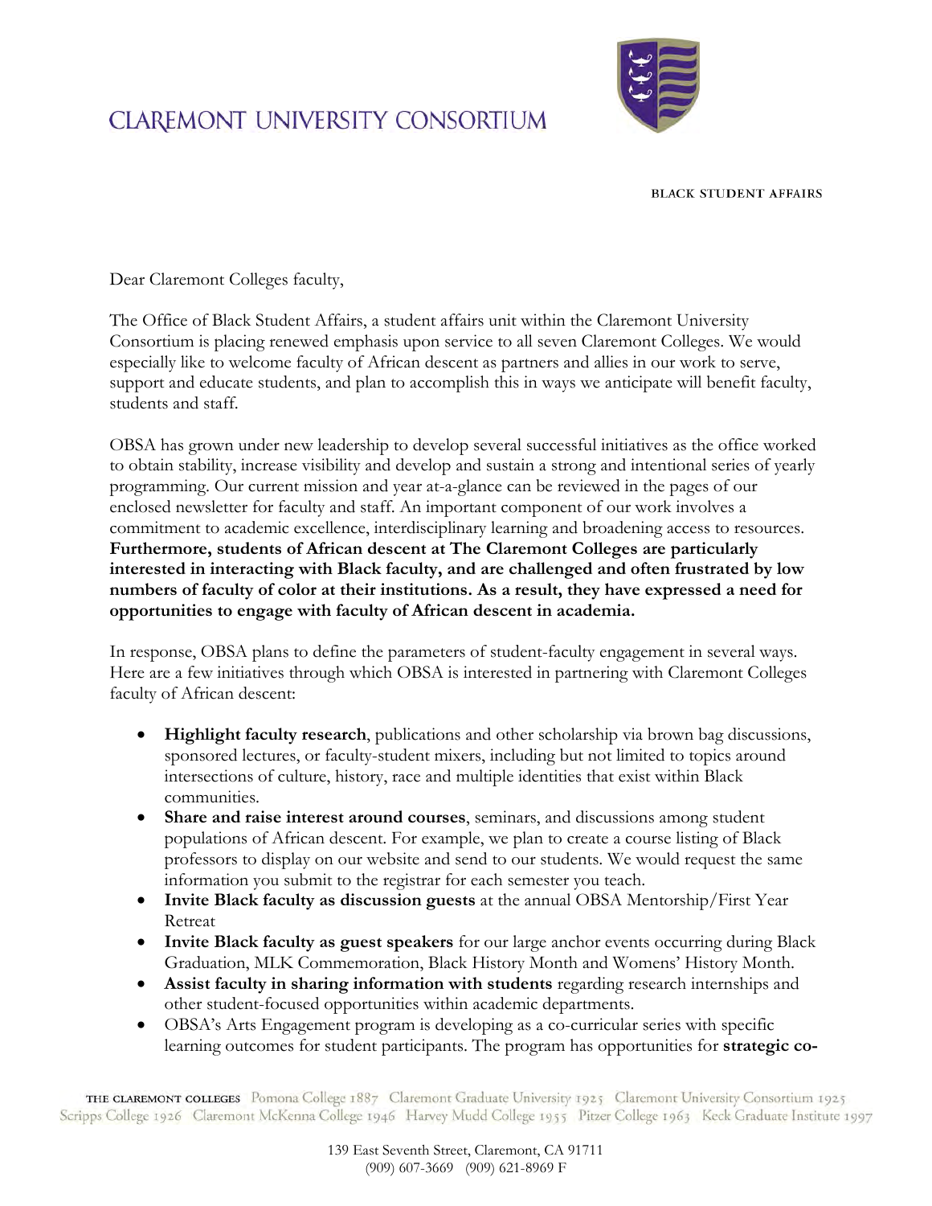# CLAREMONT UNIVERSITY CONSORTIUM

BLACK STUDENT AFFAIRS

Dear Claremont Colleges faculty,

The Office of Black Student Affairs, a student affairs unit within the Claremont University Consortium is placing renewed emphasis upon service to all seven Claremont Colleges. We would especially like to welcome faculty of African descent as partners and allies in our work to serve, support and educate students, and plan to accomplish this in ways we anticipate will benefit faculty, students and staff.

OBSA has grown under new leadership to develop several successful initiatives as the office worked to obtain stability, increase visibility and develop and sustain a strong and intentional series of yearly programming. Our current mission and year at-a-glance can be reviewed in the pages of our enclosed newsletter for faculty and staff. An important component of our work involves a commitment to academic excellence, interdisciplinary learning and broadening access to resources. **Furthermore, students of African descent at The Claremont Colleges are particularly interested in interacting with Black faculty, and are challenged and often frustrated by low numbers of faculty of color at their institutions. As a result, they have expressed a need for opportunities to engage with faculty of African descent in academia.**

In response, OBSA plans to define the parameters of student-faculty engagement in several ways. Here are a few initiatives through which OBSA is interested in partnering with Claremont Colleges faculty of African descent:

- **Highlight faculty research**, publications and other scholarship via brown bag discussions, sponsored lectures, or faculty-student mixers, including but not limited to topics around intersections of culture, history, race and multiple identities that exist within Black communities.
- **Share and raise interest around courses**, seminars, and discussions among student populations of African descent. For example, we plan to create a course listing of Black professors to display on our website and send to our students. We would request the same information you submit to the registrar for each semester you teach.
- **Invite Black faculty as discussion guests** at the annual OBSA Mentorship/First Year Retreat
- **Invite Black faculty as guest speakers** for our large anchor events occurring during Black Graduation, MLK Commemoration, Black History Month and Womens' History Month.
- **Assist faculty in sharing information with students** regarding research internships and other student-focused opportunities within academic departments.
- OBSA's Arts Engagement program is developing as a co-curricular series with specific learning outcomes for student participants. The program has opportunities for **strategic co-**

THE CLAREMONT COLLEGES Pomona College 1887 Claremont Graduate University 1925 Claremont University Consortium 1925 Scripps College 1926 Claremont McKenna College 1946 Harvey Mudd College 1955 Pitzer College 1963 Keck Graduate Institute 1997

139 East Seventh Street, Claremont, CA 91711
(909) 607-3669 (909) 621-8969 F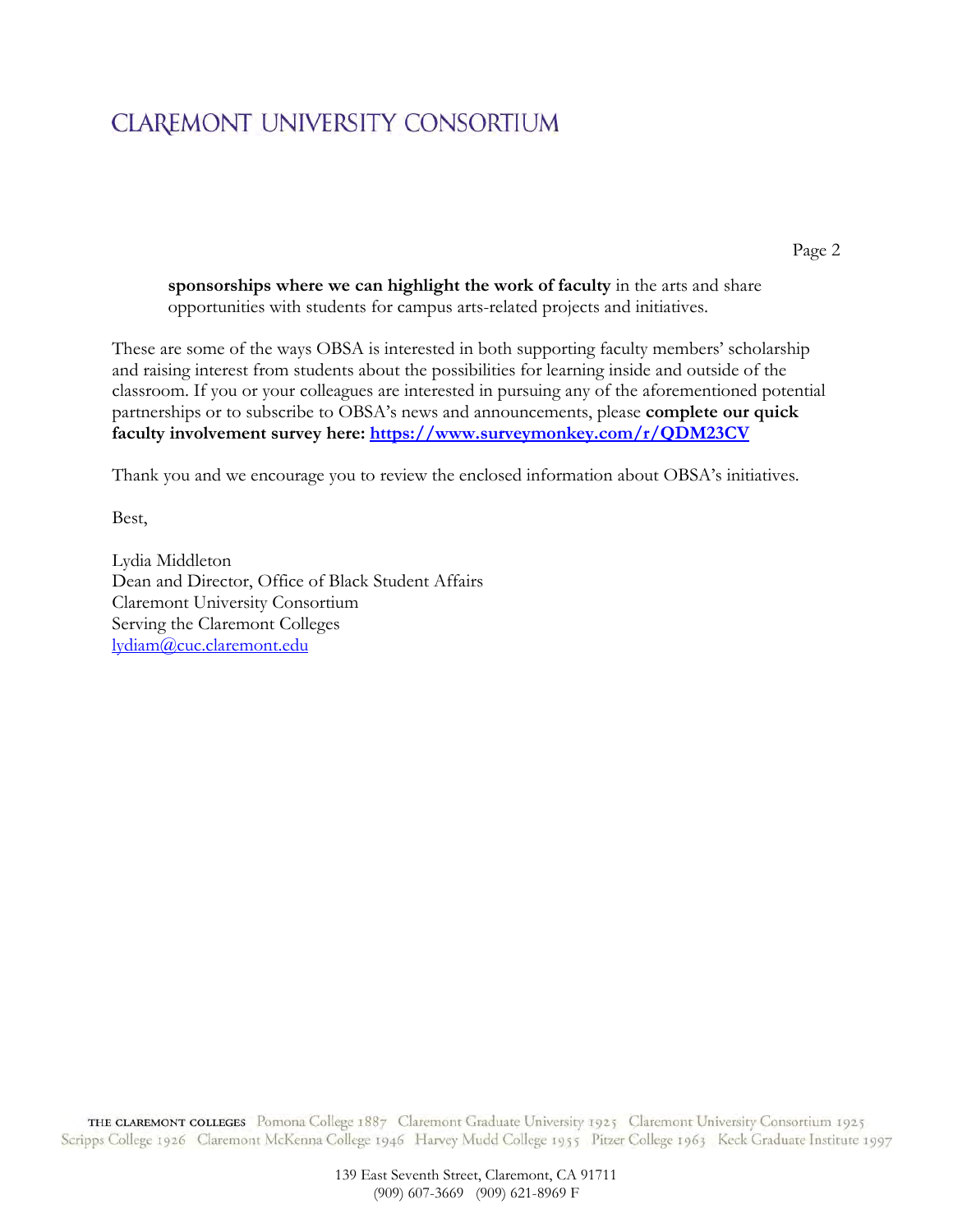**sponsorships where we can highlight the work of faculty** in the arts and share opportunities with students for campus arts-related projects and initiatives.

These are some of the ways OBSA is interested in both supporting faculty members' scholarship and raising interest from students about the possibilities for learning inside and outside of the classroom. If you or your colleagues are interested in pursuing any of the aforementioned potential partnerships or to subscribe to OBSA's news and announcements, please **complete our quick faculty involvement survey here: [https://www.surveymonkey.com/r/QDM23CV](https://www.surveymonkey.com/r/QDM23CV)**

Thank you and we encourage you to review the enclosed information about OBSA's initiatives.

Best,

Lydia Middleton
Dean and Director, Office of Black Student Affairs
Claremont University Consortium
Serving the Claremont Colleges
[lydiam@cuc.claremont.edu](mailto:lydiam@cuc.claremont.edu)

THE CLAREMONT COLLEGES Pomona College 1887 Claremont Graduate University 1925 Claremont University Consortium 1925 Scripps College 1926 Claremont McKenna College 1946 Harvey Mudd College 1955 Pitzer College 1963 Keck Graduate Institute 1997

139 East Seventh Street, Claremont, CA 91711
(909) 607-3669 (909) 621-8969 F